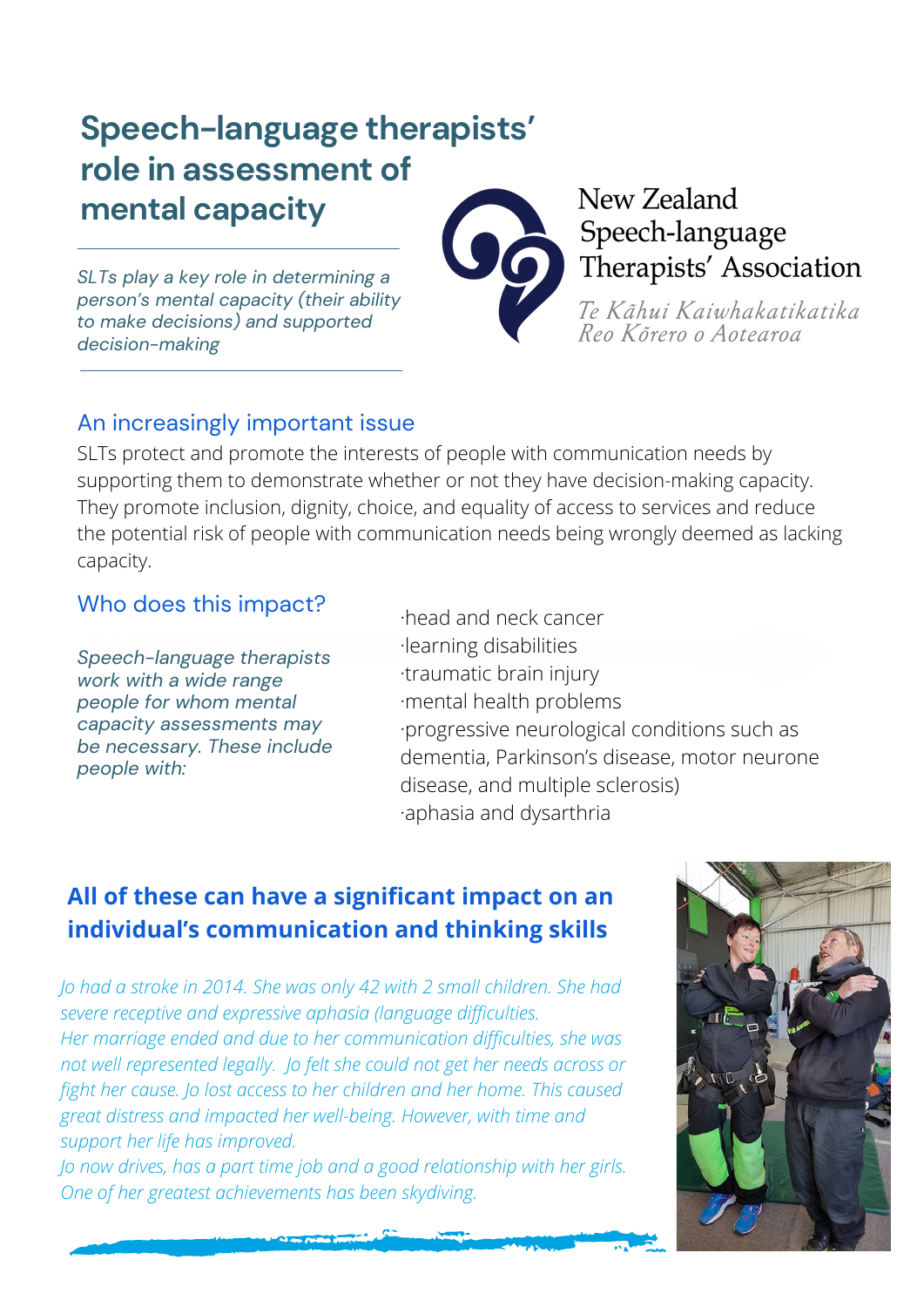# Speech-language therapists' role in assessment of mental capacity

*SLTs play a key role in determining a person's mental capacity (their ability to make decisions) and supported decision-making*

New Zealand Speech-language Therapists' Association

*Te Kāhui Kaiwhakatikatika Reo Kōrero o Aotearoa*

## An increasingly important issue

SLTs protect and promote the interests of people with communication needs by supporting them to demonstrate whether or not they have decision-making capacity. They promote inclusion, dignity, choice, and equality of access to services and reduce the potential risk of people with communication needs being wrongly deemed as lacking capacity.

## Who does this impact?

*Speech-language therapists work with a wide range people for whom mental capacity assessments may be necessary. These include people with:*

- head and neck cancer
- learning disabilities
- traumatic brain injury
- mental health problems
- progressive neurological conditions such as dementia, Parkinson's disease, motor neurone disease, and multiple sclerosis)
- aphasia and dysarthria

## All of these can have a significant impact on an individual's communication and thinking skills

*Jo had a stroke in 2014. She was only 42 with 2 small children. She had severe receptive and expressive aphasia (language difficulties.*
*Her marriage ended and due to her communication difficulties, she was not well represented legally. Jo felt she could not get her needs across or fight her cause. Jo lost access to her children and her home. This caused great distress and impacted her well-being. However, with time and support her life has improved.*
*Jo now drives, has a part time job and a good relationship with her girls. One of her greatest achievements has been skydiving.*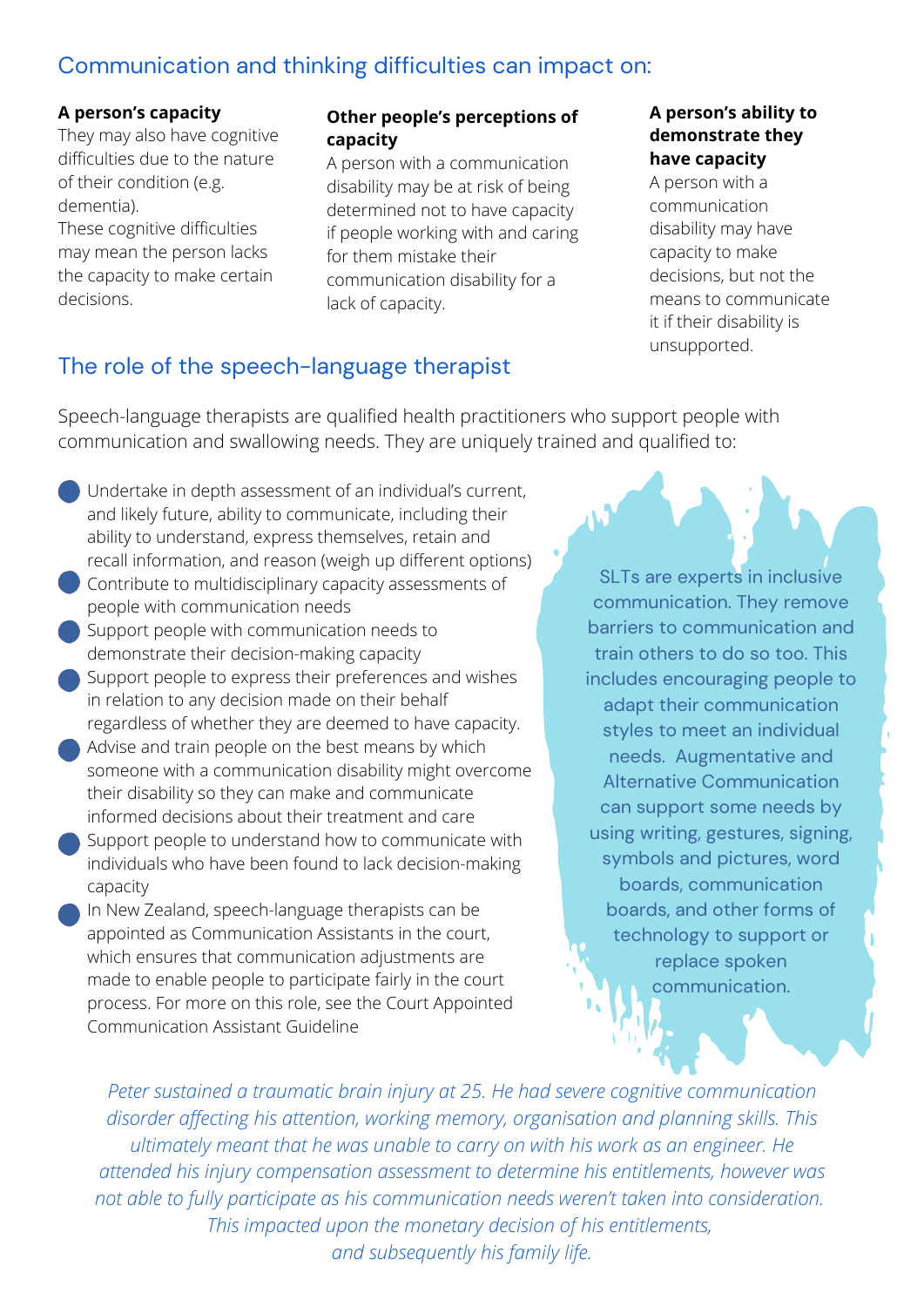## Communication and thinking difficulties can impact on:

**A person's capacity**
They may also have cognitive difficulties due to the nature of their condition (e.g. dementia).
These cognitive difficulties may mean the person lacks the capacity to make certain decisions.

**Other people's perceptions of capacity**
A person with a communication disability may be at risk of being determined not to have capacity if people working with and caring for them mistake their communication disability for a lack of capacity.

**A person's ability to demonstrate they have capacity**
A person with a communication disability may have capacity to make decisions, but not the means to communicate it if their disability is unsupported.

## The role of the speech-language therapist

Speech-language therapists are qualified health practitioners who support people with communication and swallowing needs. They are uniquely trained and qualified to:

- Undertake in depth assessment of an individual's current, and likely future, ability to communicate, including their ability to understand, express themselves, retain and recall information, and reason (weigh up different options)
- Contribute to multidisciplinary capacity assessments of people with communication needs
- Support people with communication needs to demonstrate their decision-making capacity
- Support people to express their preferences and wishes in relation to any decision made on their behalf regardless of whether they are deemed to have capacity.
- Advise and train people on the best means by which someone with a communication disability might overcome their disability so they can make and communicate informed decisions about their treatment and care
- Support people to understand how to communicate with individuals who have been found to lack decision-making capacity
- In New Zealand, speech-language therapists can be appointed as Communication Assistants in the court, which ensures that communication adjustments are made to enable people to participate fairly in the court process. For more on this role, see the Court Appointed Communication Assistant Guideline

SLTs are experts in inclusive communication. They remove barriers to communication and train others to do so too. This includes encouraging people to adapt their communication styles to meet an individual needs. Augmentative and Alternative Communication can support some needs by using writing, gestures, signing, symbols and pictures, word boards, communication boards, and other forms of technology to support or replace spoken communication.

*Peter sustained a traumatic brain injury at 25. He had severe cognitive communication disorder affecting his attention, working memory, organisation and planning skills. This ultimately meant that he was unable to carry on with his work as an engineer. He attended his injury compensation assessment to determine his entitlements, however was not able to fully participate as his communication needs weren't taken into consideration. This impacted upon the monetary decision of his entitlements, and subsequently his family life.*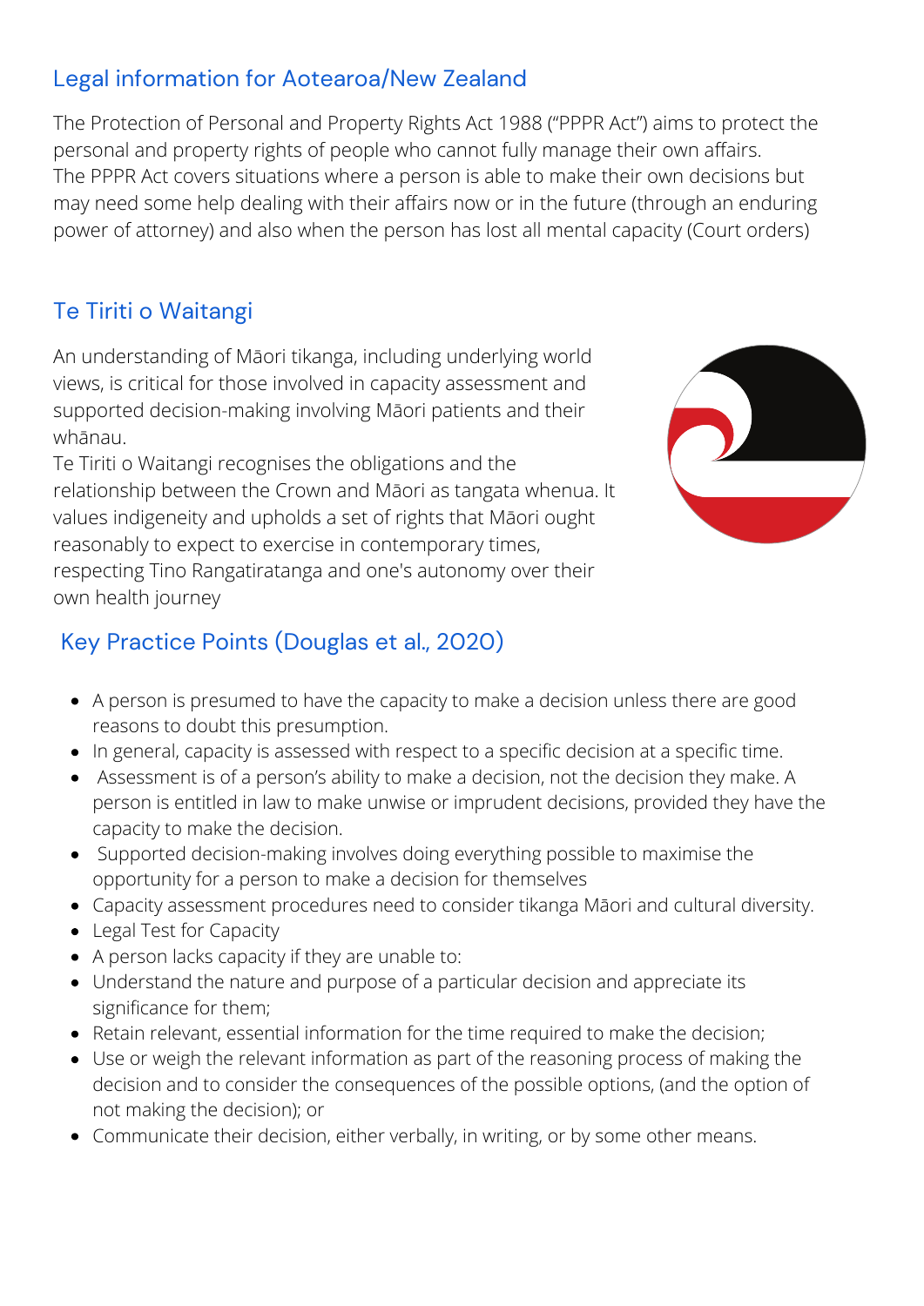## Legal information for Aotearoa/New Zealand

The Protection of Personal and Property Rights Act 1988 ("PPPR Act") aims to protect the personal and property rights of people who cannot fully manage their own affairs.
The PPPR Act covers situations where a person is able to make their own decisions but may need some help dealing with their affairs now or in the future (through an enduring power of attorney) and also when the person has lost all mental capacity (Court orders)

## Te Tiriti o Waitangi

An understanding of Māori tikanga, including underlying world views, is critical for those involved in capacity assessment and supported decision-making involving Māori patients and their whānau.
Te Tiriti o Waitangi recognises the obligations and the relationship between the Crown and Māori as tangata whenua. It values indigeneity and upholds a set of rights that Māori ought reasonably to expect to exercise in contemporary times, respecting Tino Rangatiratanga and one's autonomy over their own health journey

## Key Practice Points (Douglas et al., 2020)

- A person is presumed to have the capacity to make a decision unless there are good reasons to doubt this presumption.
- In general, capacity is assessed with respect to a specific decision at a specific time.
- Assessment is of a person's ability to make a decision, not the decision they make. A person is entitled in law to make unwise or imprudent decisions, provided they have the capacity to make the decision.
- Supported decision-making involves doing everything possible to maximise the opportunity for a person to make a decision for themselves
- Capacity assessment procedures need to consider tikanga Māori and cultural diversity.
- Legal Test for Capacity
- A person lacks capacity if they are unable to:
- Understand the nature and purpose of a particular decision and appreciate its significance for them;
- Retain relevant, essential information for the time required to make the decision;
- Use or weigh the relevant information as part of the reasoning process of making the decision and to consider the consequences of the possible options, (and the option of not making the decision); or
- Communicate their decision, either verbally, in writing, or by some other means.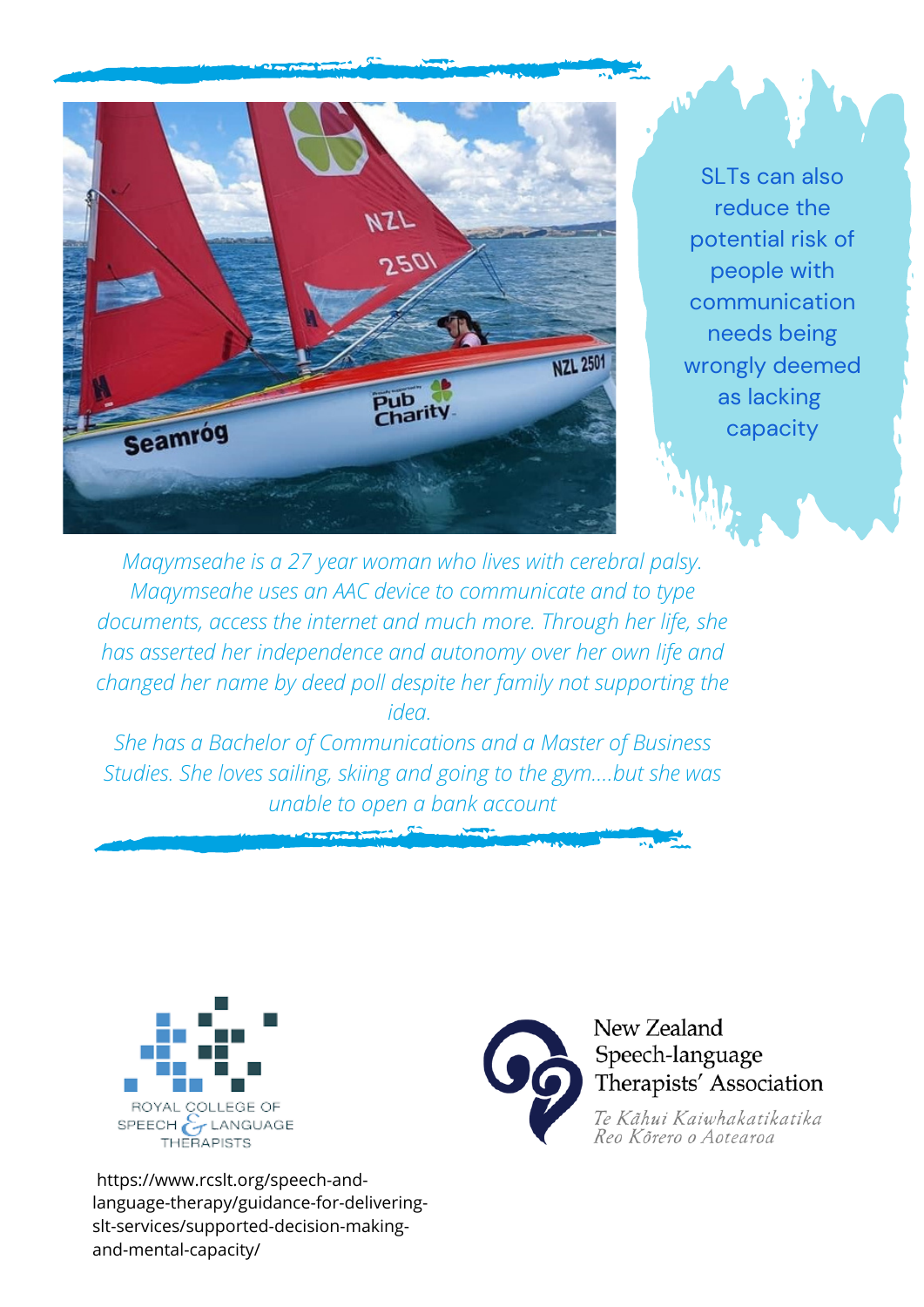SLTs can also reduce the potential risk of people with communication needs being wrongly deemed as lacking capacity

*Maqymseahe is a 27 year woman who lives with cerebral palsy. Maqymseahe uses an AAC device to communicate and to type documents, access the internet and much more. Through her life, she has asserted her independence and autonomy over her own life and changed her name by deed poll despite her family not supporting the idea.*

*She has a Bachelor of Communications and a Master of Business Studies. She loves sailing, skiing and going to the gym....but she was unable to open a bank account*

ROYAL COLLEGE OF SPEECH & LANGUAGE THERAPISTS

New Zealand Speech-language Therapists' Association

*Te Kāhui Kaiwhakatikatika Reo Kōrero o Aotearoa*

https://www.rcslt.org/speech-and-language-therapy/guidance-for-delivering-slt-services/supported-decision-making-and-mental-capacity/